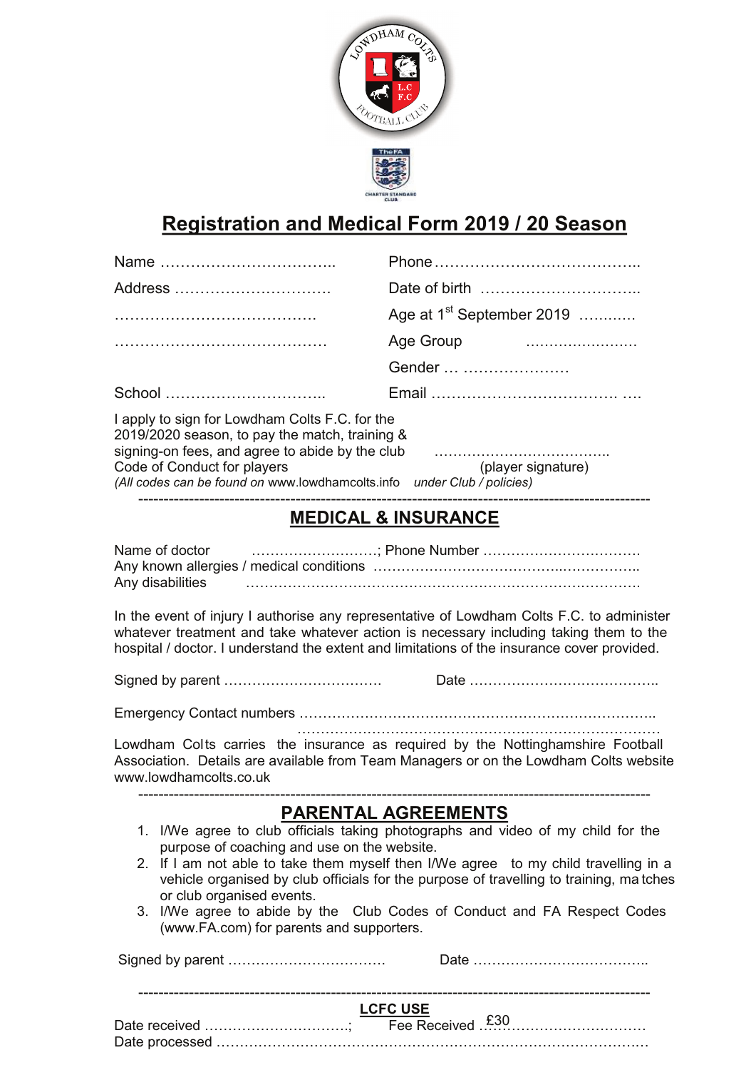# Registration and Medical Form 2019 / 20 Season

Name ……………………………..

Address ………………………….

…………………………………….

……………………………………

School …………………………..

Phone …………………………………..

Date of birth …………………………..

Age at 1st September 2019 ………..

Age Group ……………………

Gender … …………………

Email ………………………………. ….

I apply to sign for Lowdham Colts F.C. for the 2019/2020 season, to pay the match, training & signing-on fees, and agree to abide by the club Code of Conduct for players

……………………………….. (player signature)

*(All codes can be found on* www.lowdhamcolts.info *under Club / policies)*

---

## MEDICAL & INSURANCE

Name of doctor ………………………; Phone Number …………………………….

Any known allergies / medical conditions ………………………………………………..

Any disabilities ……………………………………………………………………….

In the event of injury I authorise any representative of Lowdham Colts F.C. to administer whatever treatment and take whatever action is necessary including taking them to the hospital / doctor. I understand the extent and limitations of the insurance cover provided.

Signed by parent …………………………… Date …………………………………..

Emergency Contact numbers …………………………………………………………………..

…………………………………………………………………….

Lowdham Colts carries the insurance as required by the Nottinghamshire Football Association. Details are available from Team Managers or on the Lowdham Colts website www.lowdhamcolts.co.uk

---

## PARENTAL AGREEMENTS

1. I/We agree to club officials taking photographs and video of my child for the purpose of coaching and use on the website.
2. If I am not able to take them myself then I/We agree to my child travelling in a vehicle organised by club officials for the purpose of travelling to training, matches or club organised events.
3. I/We agree to abide by the Club Codes of Conduct and FA Respect Codes (www.FA.com) for parents and supporters.

Signed by parent …………………………… Date ………………………………..

---

**LCFC USE**

Date received …………………………; Fee Received £30

Date processed ……………………………………………………………………………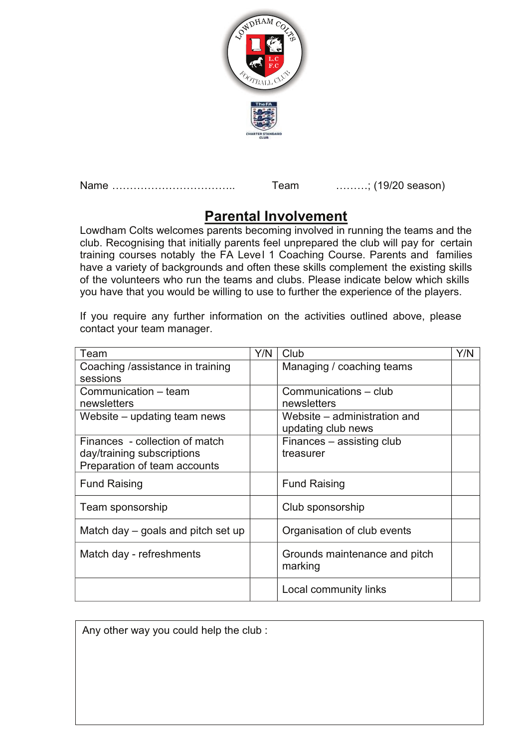Name …………………………….. Team ………; (19/20 season)

## Parental Involvement

Lowdham Colts welcomes parents becoming involved in running the teams and the club. Recognising that initially parents feel unprepared the club will pay for certain training courses notably the FA Level 1 Coaching Course. Parents and families have a variety of backgrounds and often these skills complement the existing skills of the volunteers who run the teams and clubs. Please indicate below which skills you have that you would be willing to use to further the experience of the players.

If you require any further information on the activities outlined above, please contact your team manager.

| Team | Y/N | Club | Y/N |
|---|---|---|---|
| Coaching /assistance in training sessions | | Managing / coaching teams | |
| Communication – team newsletters | | Communications – club newsletters | |
| Website – updating team news | | Website – administration and updating club news | |
| Finances - collection of match day/training subscriptions Preparation of team accounts | | Finances – assisting club treasurer | |
| Fund Raising | | Fund Raising | |
| Team sponsorship | | Club sponsorship | |
| Match day – goals and pitch set up | | Organisation of club events | |
| Match day - refreshments | | Grounds maintenance and pitch marking | |
| | | Local community links | |

Any other way you could help the club :